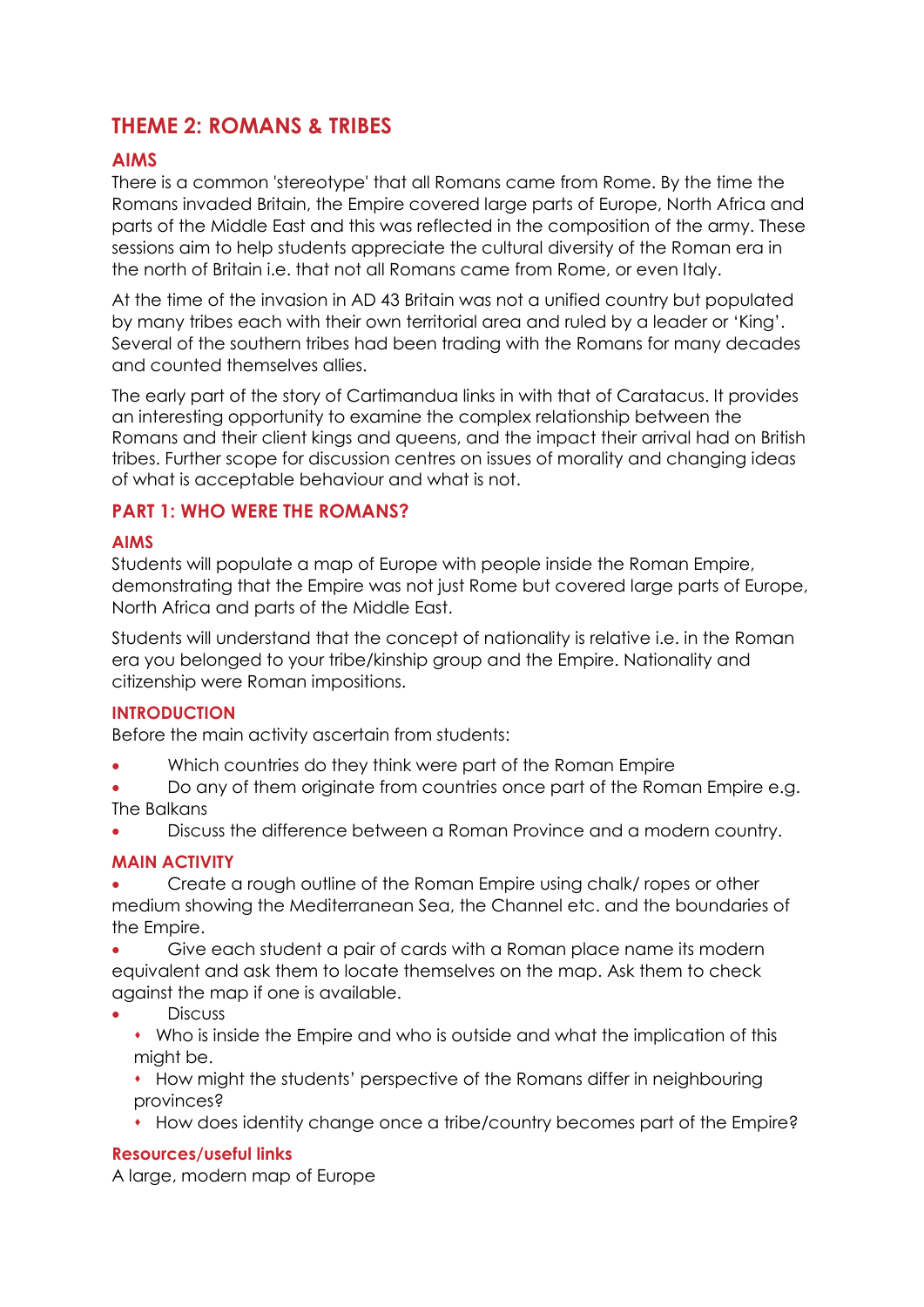# THEME 2: ROMANS & TRIBES

## AIMS

There is a common 'stereotype' that all Romans came from Rome. By the time the Romans invaded Britain, the Empire covered large parts of Europe, North Africa and parts of the Middle East and this was reflected in the composition of the army. These sessions aim to help students appreciate the cultural diversity of the Roman era in the north of Britain i.e. that not all Romans came from Rome, or even Italy.

At the time of the invasion in AD 43 Britain was not a unified country but populated by many tribes each with their own territorial area and ruled by a leader or 'King'. Several of the southern tribes had been trading with the Romans for many decades and counted themselves allies.

The early part of the story of Cartimandua links in with that of Caratacus. It provides an interesting opportunity to examine the complex relationship between the Romans and their client kings and queens, and the impact their arrival had on British tribes. Further scope for discussion centres on issues of morality and changing ideas of what is acceptable behaviour and what is not.

## PART 1: WHO WERE THE ROMANS?

### AIMS

Students will populate a map of Europe with people inside the Roman Empire, demonstrating that the Empire was not just Rome but covered large parts of Europe, North Africa and parts of the Middle East.

Students will understand that the concept of nationality is relative i.e. in the Roman era you belonged to your tribe/kinship group and the Empire. Nationality and citizenship were Roman impositions.

### INTRODUCTION

Before the main activity ascertain from students:

- Which countries do they think were part of the Roman Empire
- Do any of them originate from countries once part of the Roman Empire e.g. The Balkans
- Discuss the difference between a Roman Province and a modern country.

### MAIN ACTIVITY

- Create a rough outline of the Roman Empire using chalk/ ropes or other medium showing the Mediterranean Sea, the Channel etc. and the boundaries of the Empire.
- Give each student a pair of cards with a Roman place name its modern equivalent and ask them to locate themselves on the map. Ask them to check against the map if one is available.
- Discuss
  - Who is inside the Empire and who is outside and what the implication of this might be.
  - How might the students' perspective of the Romans differ in neighbouring provinces?
  - How does identity change once a tribe/country becomes part of the Empire?

### Resources/useful links

A large, modern map of Europe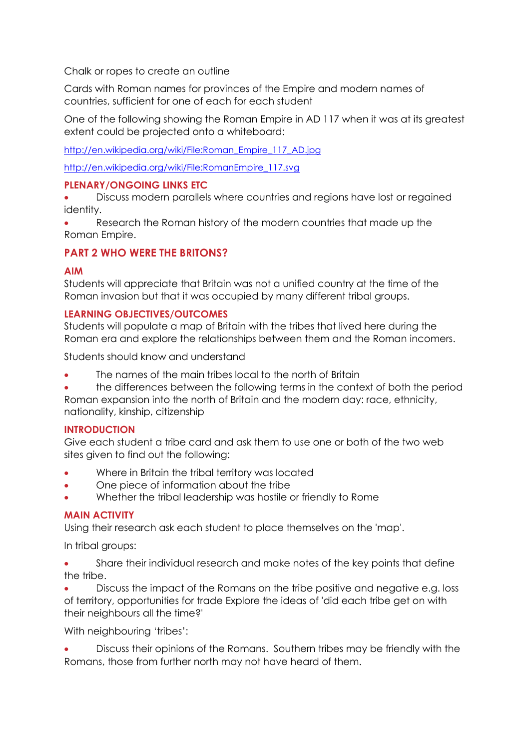Chalk or ropes to create an outline

Cards with Roman names for provinces of the Empire and modern names of countries, sufficient for one of each for each student

One of the following showing the Roman Empire in AD 117 when it was at its greatest extent could be projected onto a whiteboard:

http://en.wikipedia.org/wiki/File:Roman_Empire_117_AD.jpg

http://en.wikipedia.org/wiki/File:RomanEmpire_117.svg

### PLENARY/ONGOING LINKS ETC

- Discuss modern parallels where countries and regions have lost or regained identity.
- Research the Roman history of the modern countries that made up the Roman Empire.

## PART 2 WHO WERE THE BRITONS?

### AIM

Students will appreciate that Britain was not a unified country at the time of the Roman invasion but that it was occupied by many different tribal groups.

### LEARNING OBJECTIVES/OUTCOMES

Students will populate a map of Britain with the tribes that lived here during the Roman era and explore the relationships between them and the Roman incomers.

Students should know and understand

- The names of the main tribes local to the north of Britain
- the differences between the following terms in the context of both the period Roman expansion into the north of Britain and the modern day: race, ethnicity, nationality, kinship, citizenship

### INTRODUCTION

Give each student a tribe card and ask them to use one or both of the two web sites given to find out the following:

- Where in Britain the tribal territory was located
- One piece of information about the tribe
- Whether the tribal leadership was hostile or friendly to Rome

### MAIN ACTIVITY

Using their research ask each student to place themselves on the 'map'.

In tribal groups:

- Share their individual research and make notes of the key points that define the tribe.
- Discuss the impact of the Romans on the tribe positive and negative e.g. loss of territory, opportunities for trade Explore the ideas of 'did each tribe get on with their neighbours all the time?'

With neighbouring 'tribes':

- Discuss their opinions of the Romans. Southern tribes may be friendly with the Romans, those from further north may not have heard of them.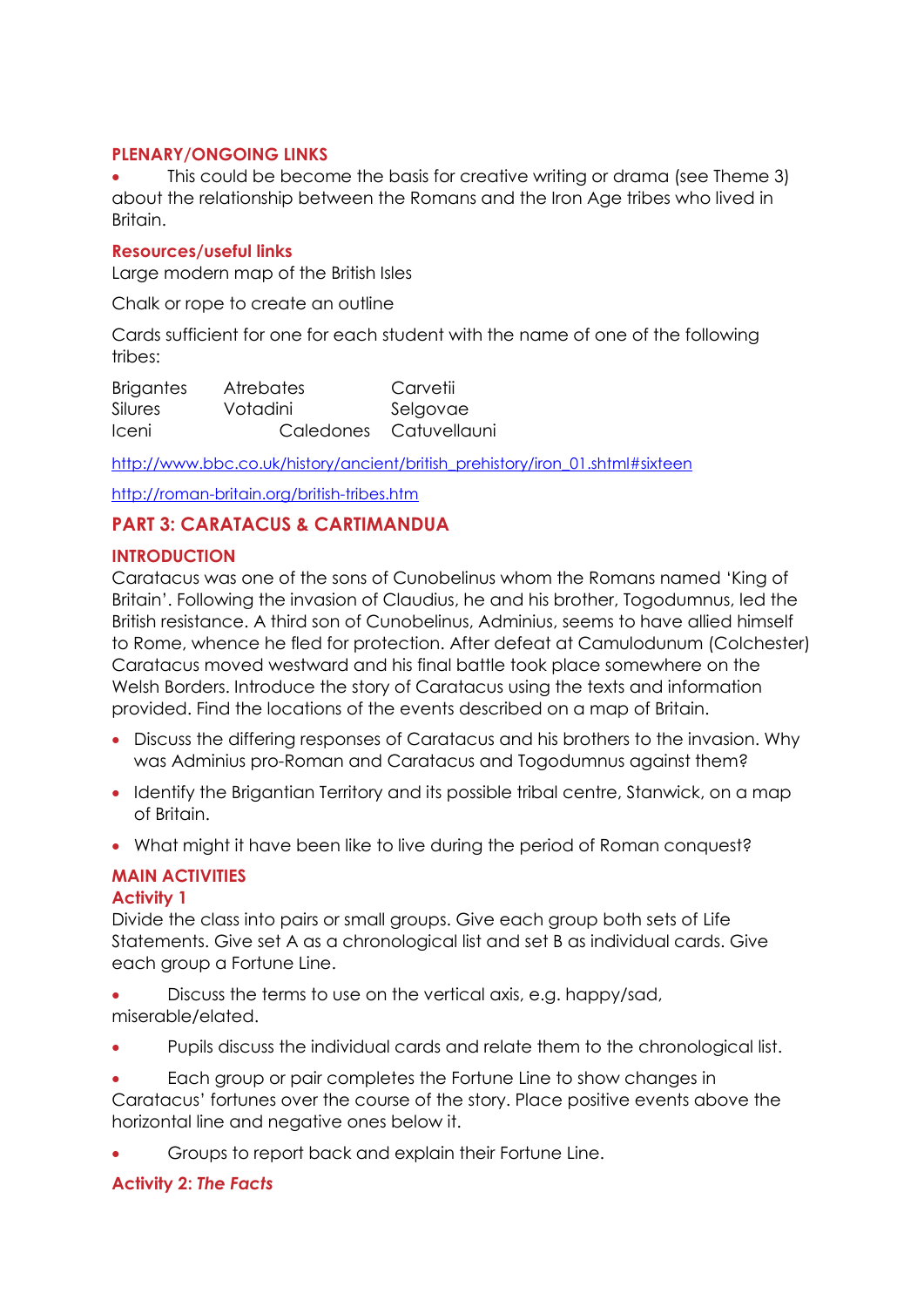### PLENARY/ONGOING LINKS

- This could be become the basis for creative writing or drama (see Theme 3) about the relationship between the Romans and the Iron Age tribes who lived in Britain.

### Resources/useful links

Large modern map of the British Isles

Chalk or rope to create an outline

Cards sufficient for one for each student with the name of one of the following tribes:

| | | |
|---|---|---|
| Brigantes | Atrebates | Carvetii |
| Silures | Votadini | Selgovae |
| Iceni | Caledones | Catuvellauni |

http://www.bbc.co.uk/history/ancient/british_prehistory/iron_01.shtml#sixteen

http://roman-britain.org/british-tribes.htm

## PART 3: CARATACUS & CARTIMANDUA

### INTRODUCTION

Caratacus was one of the sons of Cunobelinus whom the Romans named 'King of Britain'. Following the invasion of Claudius, he and his brother, Togodumnus, led the British resistance. A third son of Cunobelinus, Adminius, seems to have allied himself to Rome, whence he fled for protection. After defeat at Camulodunum (Colchester) Caratacus moved westward and his final battle took place somewhere on the Welsh Borders. Introduce the story of Caratacus using the texts and information provided. Find the locations of the events described on a map of Britain.

- Discuss the differing responses of Caratacus and his brothers to the invasion. Why was Adminius pro-Roman and Caratacus and Togodumnus against them?
- Identify the Brigantian Territory and its possible tribal centre, Stanwick, on a map of Britain.
- What might it have been like to live during the period of Roman conquest?

### MAIN ACTIVITIES

### Activity 1

Divide the class into pairs or small groups. Give each group both sets of Life Statements. Give set A as a chronological list and set B as individual cards. Give each group a Fortune Line.

- Discuss the terms to use on the vertical axis, e.g. happy/sad, miserable/elated.
- Pupils discuss the individual cards and relate them to the chronological list.
- Each group or pair completes the Fortune Line to show changes in Caratacus' fortunes over the course of the story. Place positive events above the horizontal line and negative ones below it.
- Groups to report back and explain their Fortune Line.

### Activity 2: *The Facts*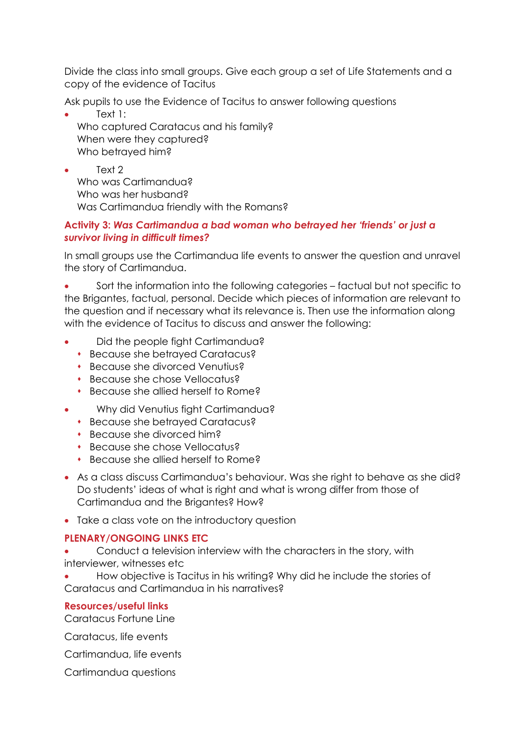Divide the class into small groups. Give each group a set of Life Statements and a copy of the evidence of Tacitus

Ask pupils to use the Evidence of Tacitus to answer following questions

- Text 1:
  Who captured Caratacus and his family?
  When were they captured?
  Who betrayed him?
- Text 2
  Who was Cartimandua?
  Who was her husband?
  Was Cartimandua friendly with the Romans?

### Activity 3: *Was Cartimandua a bad woman who betrayed her 'friends' or just a survivor living in difficult times?*

In small groups use the Cartimandua life events to answer the question and unravel the story of Cartimandua.

- Sort the information into the following categories – factual but not specific to the Brigantes, factual, personal. Decide which pieces of information are relevant to the question and if necessary what its relevance is. Then use the information along with the evidence of Tacitus to discuss and answer the following:

- Did the people fight Cartimandua?
  - Because she betrayed Caratacus?
  - Because she divorced Venutius?
  - Because she chose Vellocatus?
  - Because she allied herself to Rome?
- Why did Venutius fight Cartimandua?
  - Because she betrayed Caratacus?
  - Because she divorced him?
  - Because she chose Vellocatus?
  - Because she allied herself to Rome?
- As a class discuss Cartimandua's behaviour. Was she right to behave as she did? Do students' ideas of what is right and what is wrong differ from those of Cartimandua and the Brigantes? How?
- Take a class vote on the introductory question

### PLENARY/ONGOING LINKS ETC

- Conduct a television interview with the characters in the story, with interviewer, witnesses etc
- How objective is Tacitus in his writing? Why did he include the stories of Caratacus and Cartimandua in his narratives?

### Resources/useful links

Caratacus Fortune Line

Caratacus, life events

Cartimandua, life events

Cartimandua questions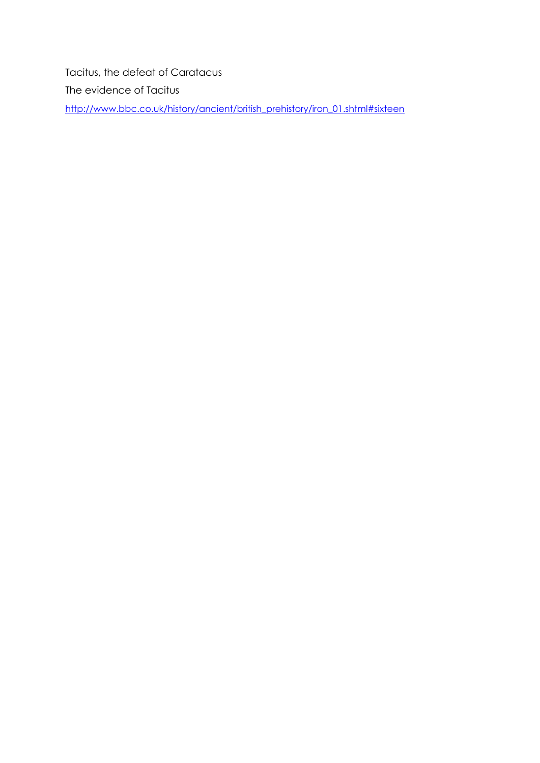Tacitus, the defeat of Caratacus

The evidence of Tacitus

[http://www.bbc.co.uk/history/ancient/british_prehistory/iron_01.shtml#sixteen](http://www.bbc.co.uk/history/ancient/british_prehistory/iron_01.shtml#sixteen)